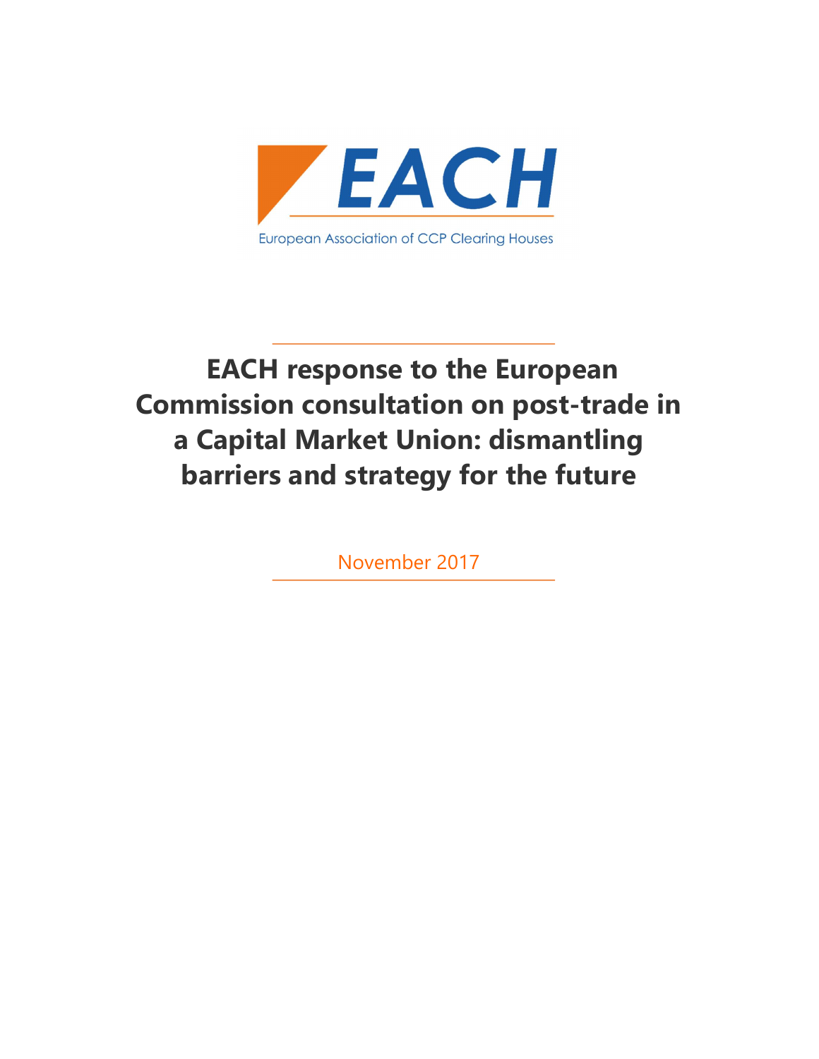EACH

European Association of CCP Clearing Houses

# EACH response to the European Commission consultation on post-trade in a Capital Market Union: dismantling barriers and strategy for the future

November 2017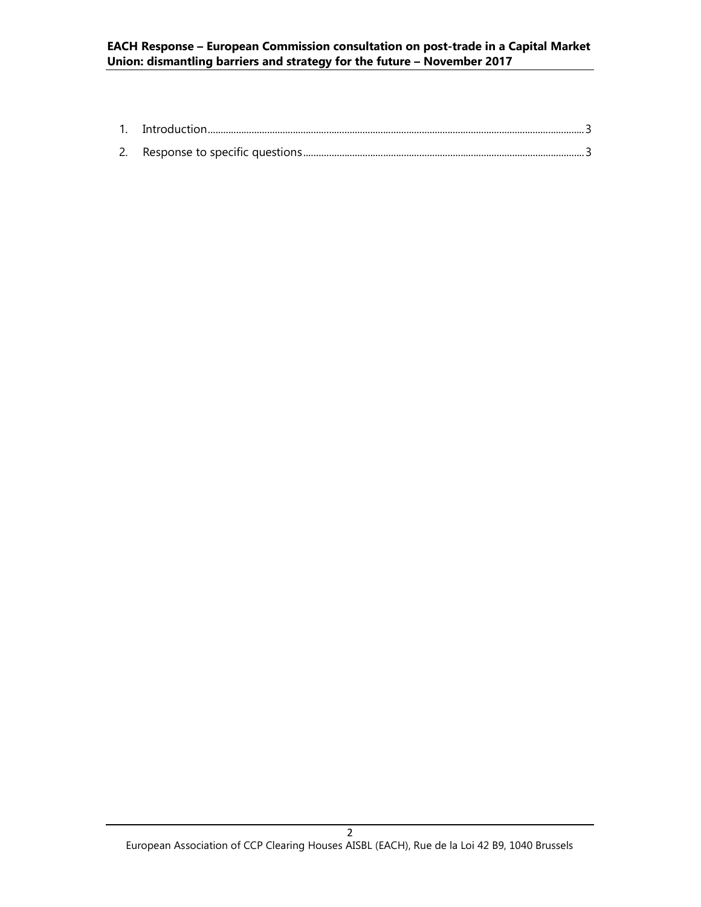1. Introduction.....3
2. Response to specific questions.....3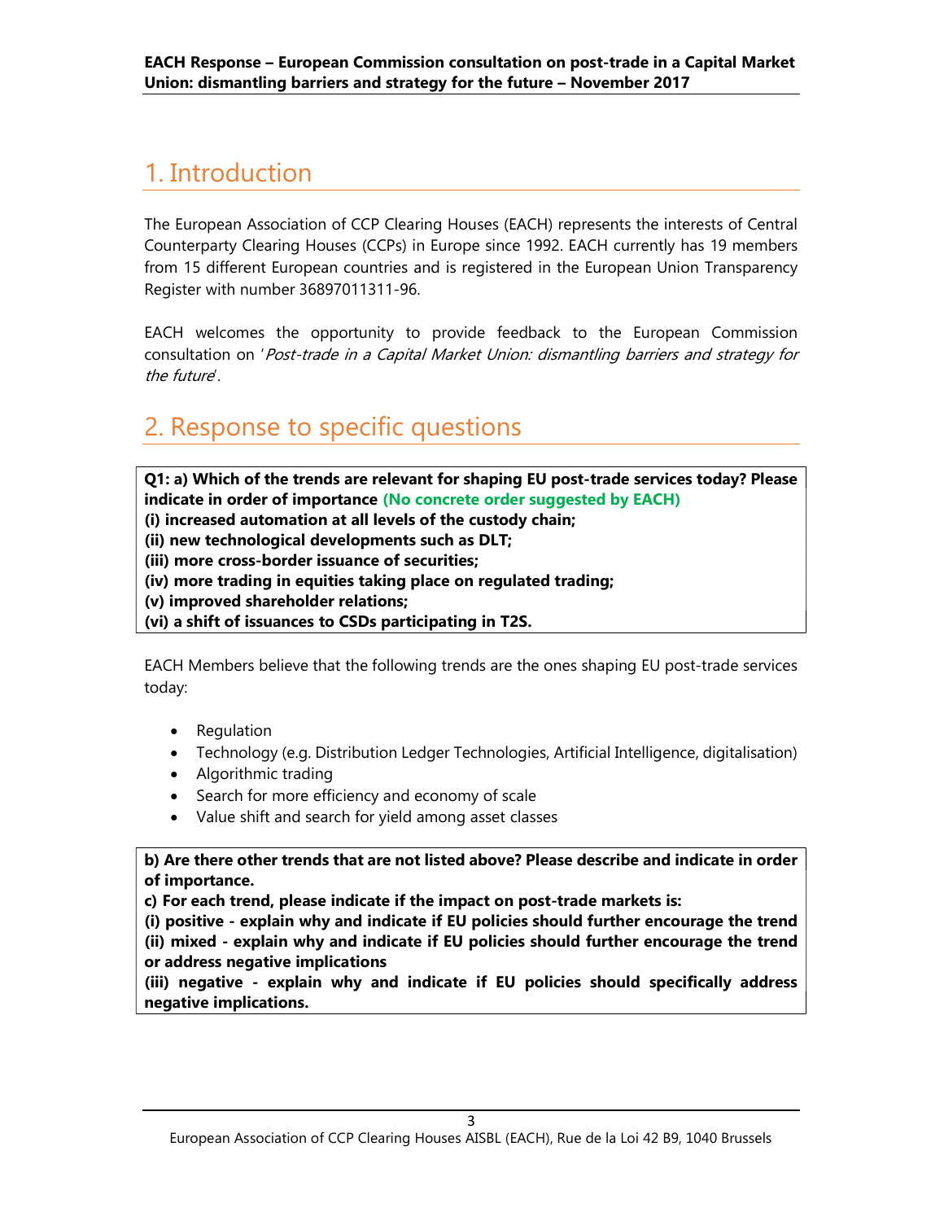# 1. Introduction

The European Association of CCP Clearing Houses (EACH) represents the interests of Central Counterparty Clearing Houses (CCPs) in Europe since 1992. EACH currently has 19 members from 15 different European countries and is registered in the European Union Transparency Register with number 36897011311-96.

EACH welcomes the opportunity to provide feedback to the European Commission consultation on '*Post-trade in a Capital Market Union: dismantling barriers and strategy for the future*'.

# 2. Response to specific questions

**Q1: a) Which of the trends are relevant for shaping EU post-trade services today? Please indicate in order of importance (No concrete order suggested by EACH)**
**(i) increased automation at all levels of the custody chain;**
**(ii) new technological developments such as DLT;**
**(iii) more cross-border issuance of securities;**
**(iv) more trading in equities taking place on regulated trading;**
**(v) improved shareholder relations;**
**(vi) a shift of issuances to CSDs participating in T2S.**

EACH Members believe that the following trends are the ones shaping EU post-trade services today:

- Regulation
- Technology (e.g. Distribution Ledger Technologies, Artificial Intelligence, digitalisation)
- Algorithmic trading
- Search for more efficiency and economy of scale
- Value shift and search for yield among asset classes

**b) Are there other trends that are not listed above? Please describe and indicate in order of importance.**
**c) For each trend, please indicate if the impact on post-trade markets is:**
**(i) positive - explain why and indicate if EU policies should further encourage the trend**
**(ii) mixed - explain why and indicate if EU policies should further encourage the trend or address negative implications**
**(iii) negative - explain why and indicate if EU policies should specifically address negative implications.**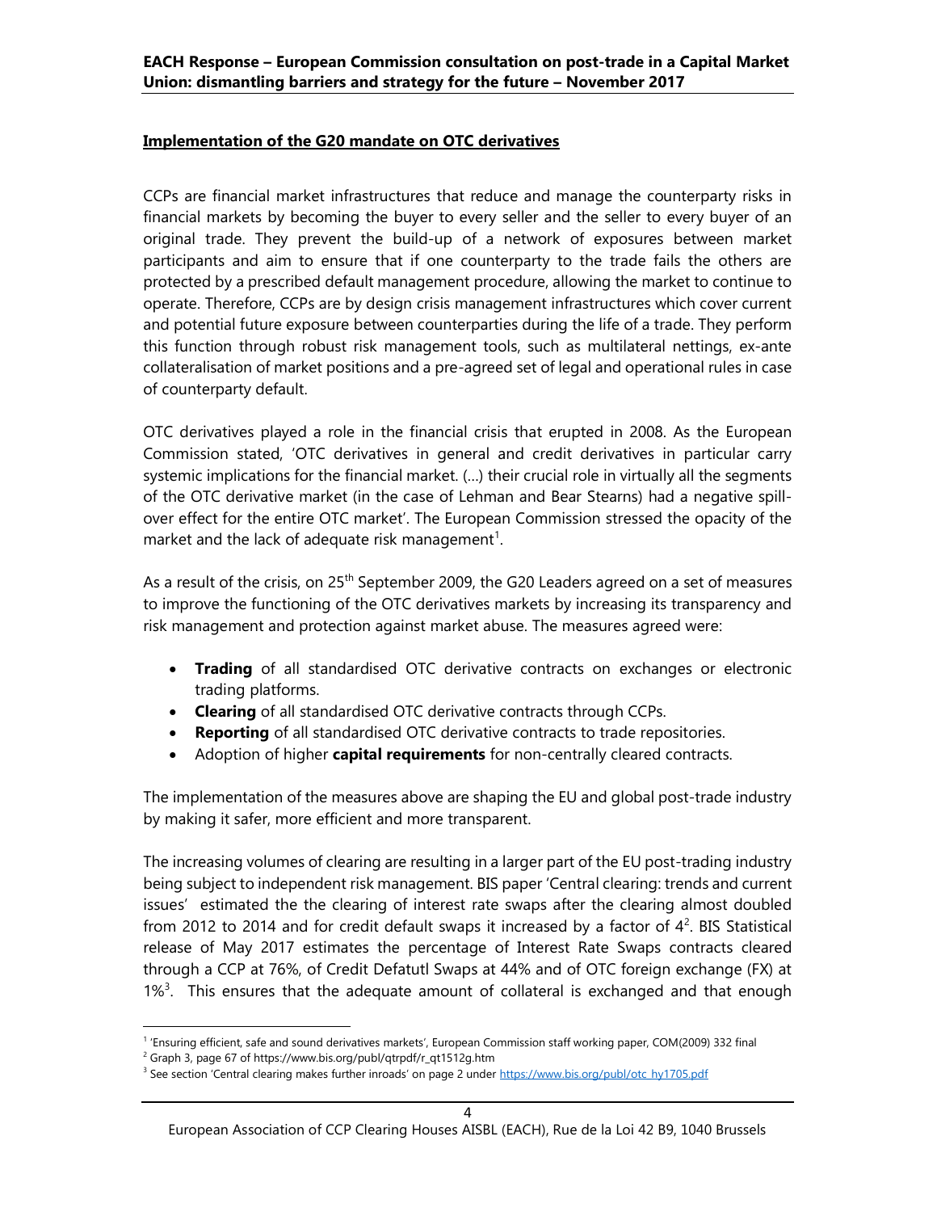## Implementation of the G20 mandate on OTC derivatives

CCPs are financial market infrastructures that reduce and manage the counterparty risks in financial markets by becoming the buyer to every seller and the seller to every buyer of an original trade. They prevent the build-up of a network of exposures between market participants and aim to ensure that if one counterparty to the trade fails the others are protected by a prescribed default management procedure, allowing the market to continue to operate. Therefore, CCPs are by design crisis management infrastructures which cover current and potential future exposure between counterparties during the life of a trade. They perform this function through robust risk management tools, such as multilateral nettings, ex-ante collateralisation of market positions and a pre-agreed set of legal and operational rules in case of counterparty default.

OTC derivatives played a role in the financial crisis that erupted in 2008. As the European Commission stated, 'OTC derivatives in general and credit derivatives in particular carry systemic implications for the financial market. (…) their crucial role in virtually all the segments of the OTC derivative market (in the case of Lehman and Bear Stearns) had a negative spill-over effect for the entire OTC market'. The European Commission stressed the opacity of the market and the lack of adequate risk management[1].

As a result of the crisis, on 25th September 2009, the G20 Leaders agreed on a set of measures to improve the functioning of the OTC derivatives markets by increasing its transparency and risk management and protection against market abuse. The measures agreed were:

- **Trading** of all standardised OTC derivative contracts on exchanges or electronic trading platforms.
- **Clearing** of all standardised OTC derivative contracts through CCPs.
- **Reporting** of all standardised OTC derivative contracts to trade repositories.
- Adoption of higher **capital requirements** for non-centrally cleared contracts.

The implementation of the measures above are shaping the EU and global post-trade industry by making it safer, more efficient and more transparent.

The increasing volumes of clearing are resulting in a larger part of the EU post-trading industry being subject to independent risk management. BIS paper 'Central clearing: trends and current issues' estimated the the clearing of interest rate swaps after the clearing almost doubled from 2012 to 2014 and for credit default swaps it increased by a factor of 4[2]. BIS Statistical release of May 2017 estimates the percentage of Interest Rate Swaps contracts cleared through a CCP at 76%, of Credit Defatutl Swaps at 44% and of OTC foreign exchange (FX) at 1%[3]. This ensures that the adequate amount of collateral is exchanged and that enough

---

[1] 'Ensuring efficient, safe and sound derivatives markets', European Commission staff working paper, COM(2009) 332 final

[2] Graph 3, page 67 of https://www.bis.org/publ/qtrpdf/r_qt1512g.htm

[3] See section 'Central clearing makes further inroads' on page 2 under https://www.bis.org/publ/otc_hy1705.pdf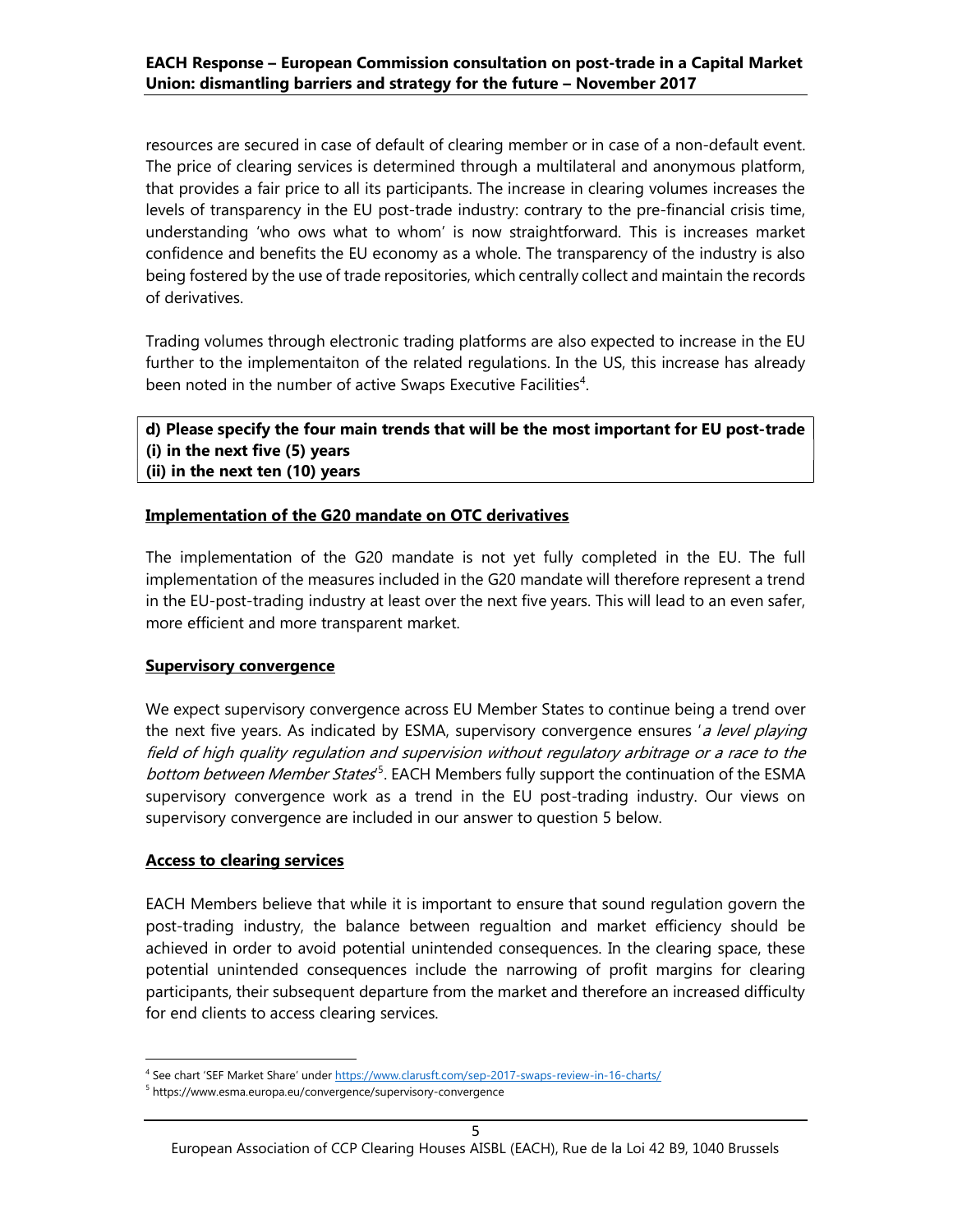resources are secured in case of default of clearing member or in case of a non-default event. The price of clearing services is determined through a multilateral and anonymous platform, that provides a fair price to all its participants. The increase in clearing volumes increases the levels of transparency in the EU post-trade industry: contrary to the pre-financial crisis time, understanding 'who ows what to whom' is now straightforward. This is increases market confidence and benefits the EU economy as a whole. The transparency of the industry is also being fostered by the use of trade repositories, which centrally collect and maintain the records of derivatives.

Trading volumes through electronic trading platforms are also expected to increase in the EU further to the implementaiton of the related regulations. In the US, this increase has already been noted in the number of active Swaps Executive Facilities[4].

**d) Please specify the four main trends that will be the most important for EU post-trade**
**(i) in the next five (5) years**
**(ii) in the next ten (10) years**

**Implementation of the G20 mandate on OTC derivatives**

The implementation of the G20 mandate is not yet fully completed in the EU. The full implementation of the measures included in the G20 mandate will therefore represent a trend in the EU-post-trading industry at least over the next five years. This will lead to an even safer, more efficient and more transparent market.

**Supervisory convergence**

We expect supervisory convergence across EU Member States to continue being a trend over the next five years. As indicated by ESMA, supervisory convergence ensures '*a level playing field of high quality regulation and supervision without regulatory arbitrage or a race to the bottom between Member States*'[5]. EACH Members fully support the continuation of the ESMA supervisory convergence work as a trend in the EU post-trading industry. Our views on supervisory convergence are included in our answer to question 5 below.

**Access to clearing services**

EACH Members believe that while it is important to ensure that sound regulation govern the post-trading industry, the balance between regualtion and market efficiency should be achieved in order to avoid potential unintended consequences. In the clearing space, these potential unintended consequences include the narrowing of profit margins for clearing participants, their subsequent departure from the market and therefore an increased difficulty for end clients to access clearing services.

---

[4] See chart 'SEF Market Share' under https://www.clarusft.com/sep-2017-swaps-review-in-16-charts/

[5] https://www.esma.europa.eu/convergence/supervisory-convergence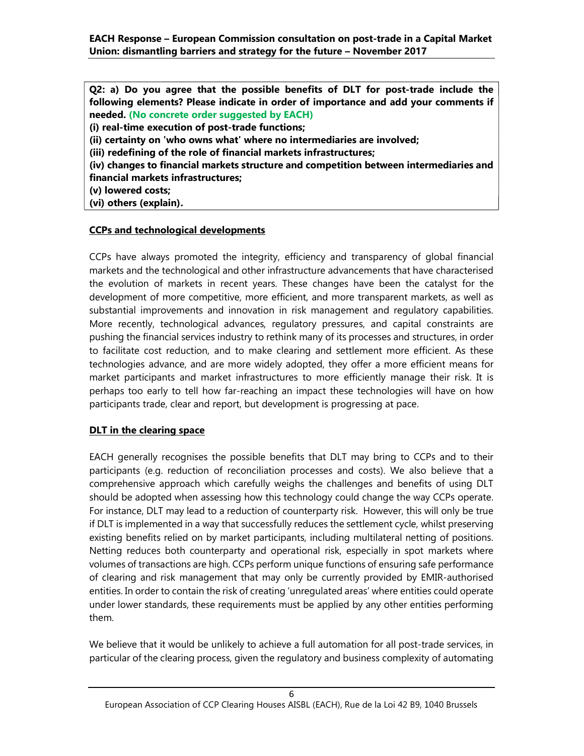**Q2: a) Do you agree that the possible benefits of DLT for post-trade include the following elements? Please indicate in order of importance and add your comments if needed. (No concrete order suggested by EACH)**
**(i) real-time execution of post-trade functions;**
**(ii) certainty on 'who owns what' where no intermediaries are involved;**
**(iii) redefining of the role of financial markets infrastructures;**
**(iv) changes to financial markets structure and competition between intermediaries and financial markets infrastructures;**
**(v) lowered costs;**
**(vi) others (explain).**

**CCPs and technological developments**

CCPs have always promoted the integrity, efficiency and transparency of global financial markets and the technological and other infrastructure advancements that have characterised the evolution of markets in recent years. These changes have been the catalyst for the development of more competitive, more efficient, and more transparent markets, as well as substantial improvements and innovation in risk management and regulatory capabilities. More recently, technological advances, regulatory pressures, and capital constraints are pushing the financial services industry to rethink many of its processes and structures, in order to facilitate cost reduction, and to make clearing and settlement more efficient. As these technologies advance, and are more widely adopted, they offer a more efficient means for market participants and market infrastructures to more efficiently manage their risk. It is perhaps too early to tell how far-reaching an impact these technologies will have on how participants trade, clear and report, but development is progressing at pace.

**DLT in the clearing space**

EACH generally recognises the possible benefits that DLT may bring to CCPs and to their participants (e.g. reduction of reconciliation processes and costs). We also believe that a comprehensive approach which carefully weighs the challenges and benefits of using DLT should be adopted when assessing how this technology could change the way CCPs operate. For instance, DLT may lead to a reduction of counterparty risk. However, this will only be true if DLT is implemented in a way that successfully reduces the settlement cycle, whilst preserving existing benefits relied on by market participants, including multilateral netting of positions. Netting reduces both counterparty and operational risk, especially in spot markets where volumes of transactions are high. CCPs perform unique functions of ensuring safe performance of clearing and risk management that may only be currently provided by EMIR-authorised entities. In order to contain the risk of creating 'unregulated areas' where entities could operate under lower standards, these requirements must be applied by any other entities performing them.

We believe that it would be unlikely to achieve a full automation for all post-trade services, in particular of the clearing process, given the regulatory and business complexity of automating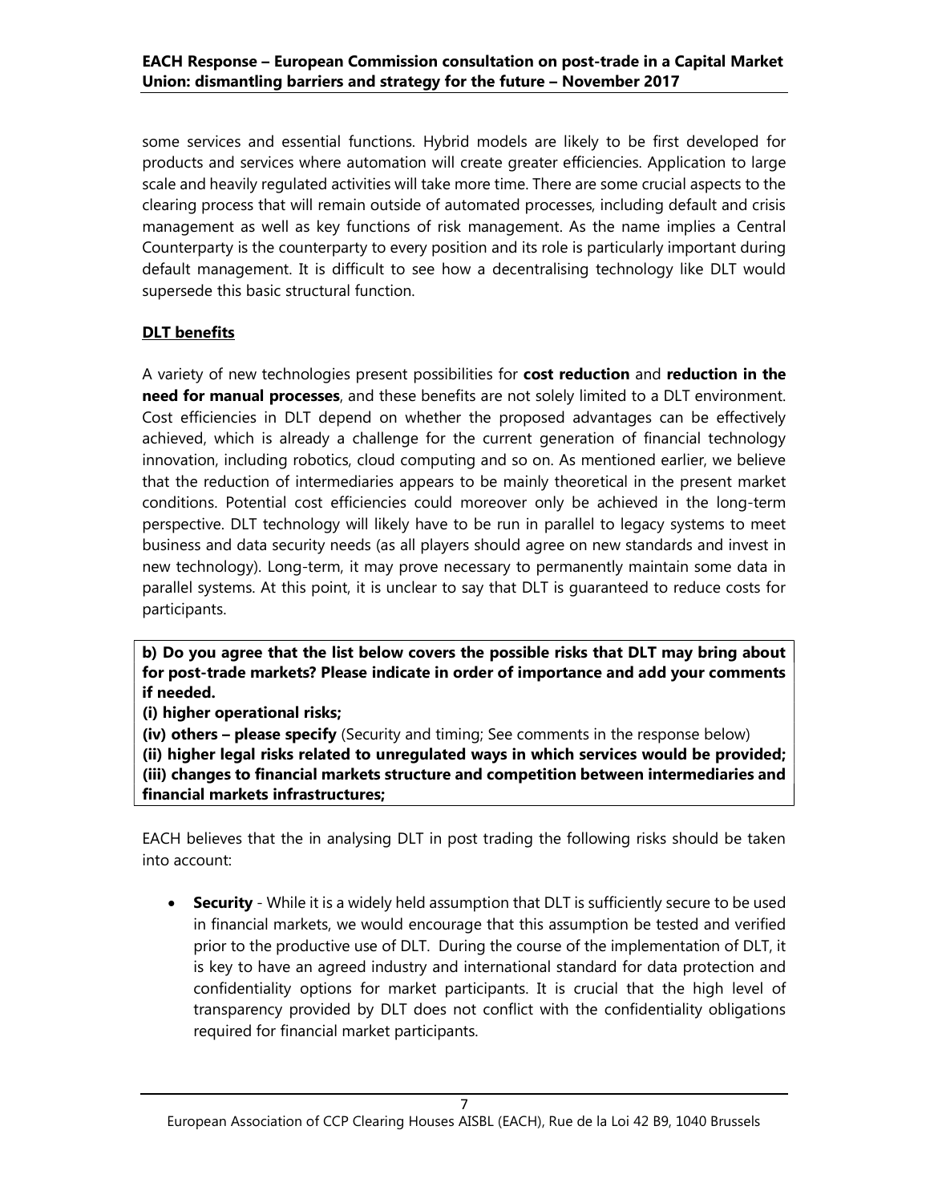some services and essential functions. Hybrid models are likely to be first developed for products and services where automation will create greater efficiencies. Application to large scale and heavily regulated activities will take more time. There are some crucial aspects to the clearing process that will remain outside of automated processes, including default and crisis management as well as key functions of risk management. As the name implies a Central Counterparty is the counterparty to every position and its role is particularly important during default management. It is difficult to see how a decentralising technology like DLT would supersede this basic structural function.

**DLT benefits**

A variety of new technologies present possibilities for **cost reduction** and **reduction in the need for manual processes**, and these benefits are not solely limited to a DLT environment. Cost efficiencies in DLT depend on whether the proposed advantages can be effectively achieved, which is already a challenge for the current generation of financial technology innovation, including robotics, cloud computing and so on. As mentioned earlier, we believe that the reduction of intermediaries appears to be mainly theoretical in the present market conditions. Potential cost efficiencies could moreover only be achieved in the long-term perspective. DLT technology will likely have to be run in parallel to legacy systems to meet business and data security needs (as all players should agree on new standards and invest in new technology). Long-term, it may prove necessary to permanently maintain some data in parallel systems. At this point, it is unclear to say that DLT is guaranteed to reduce costs for participants.

**b) Do you agree that the list below covers the possible risks that DLT may bring about for post-trade markets? Please indicate in order of importance and add your comments if needed.**

**(i) higher operational risks;**

**(iv) others – please specify** (Security and timing; See comments in the response below)

**(ii) higher legal risks related to unregulated ways in which services would be provided;**

**(iii) changes to financial markets structure and competition between intermediaries and financial markets infrastructures;**

EACH believes that the in analysing DLT in post trading the following risks should be taken into account:

- **Security** - While it is a widely held assumption that DLT is sufficiently secure to be used in financial markets, we would encourage that this assumption be tested and verified prior to the productive use of DLT. During the course of the implementation of DLT, it is key to have an agreed industry and international standard for data protection and confidentiality options for market participants. It is crucial that the high level of transparency provided by DLT does not conflict with the confidentiality obligations required for financial market participants.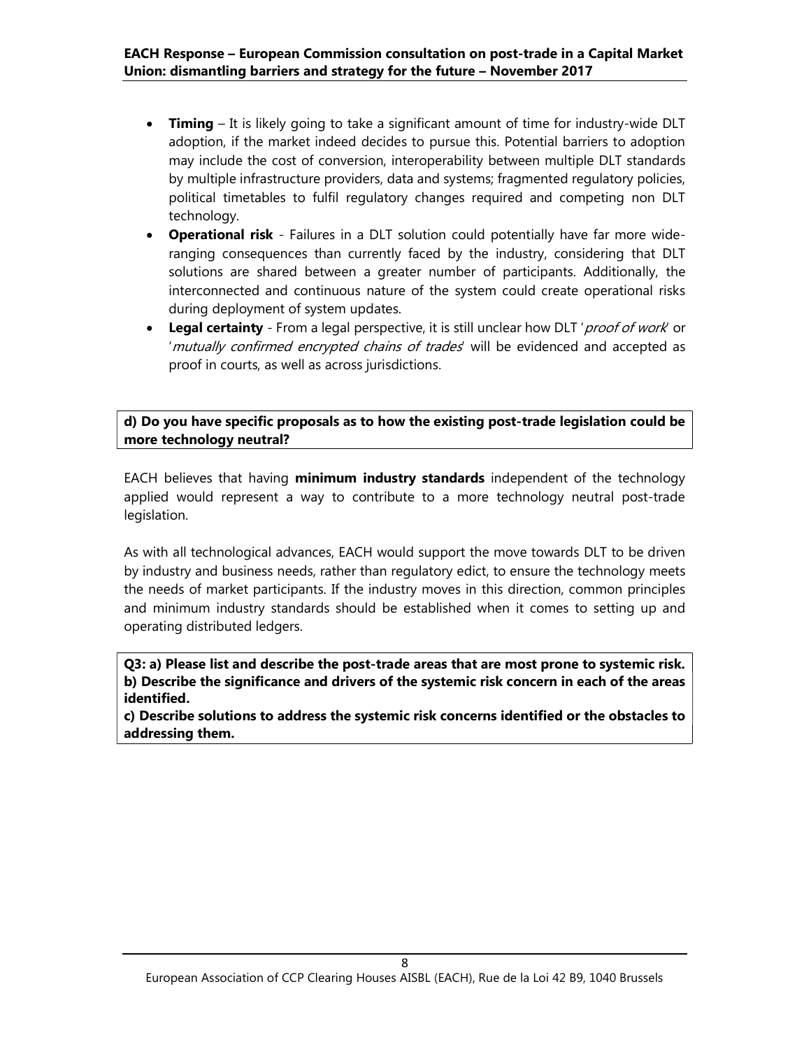- **Timing** – It is likely going to take a significant amount of time for industry-wide DLT adoption, if the market indeed decides to pursue this. Potential barriers to adoption may include the cost of conversion, interoperability between multiple DLT standards by multiple infrastructure providers, data and systems; fragmented regulatory policies, political timetables to fulfil regulatory changes required and competing non DLT technology.
- **Operational risk** - Failures in a DLT solution could potentially have far more wide-ranging consequences than currently faced by the industry, considering that DLT solutions are shared between a greater number of participants. Additionally, the interconnected and continuous nature of the system could create operational risks during deployment of system updates.
- **Legal certainty** - From a legal perspective, it is still unclear how DLT '*proof of work*' or '*mutually confirmed encrypted chains of trades*' will be evidenced and accepted as proof in courts, as well as across jurisdictions.

**d) Do you have specific proposals as to how the existing post-trade legislation could be more technology neutral?**

EACH believes that having **minimum industry standards** independent of the technology applied would represent a way to contribute to a more technology neutral post-trade legislation.

As with all technological advances, EACH would support the move towards DLT to be driven by industry and business needs, rather than regulatory edict, to ensure the technology meets the needs of market participants. If the industry moves in this direction, common principles and minimum industry standards should be established when it comes to setting up and operating distributed ledgers.

**Q3: a) Please list and describe the post-trade areas that are most prone to systemic risk.**
**b) Describe the significance and drivers of the systemic risk concern in each of the areas identified.**
**c) Describe solutions to address the systemic risk concerns identified or the obstacles to addressing them.**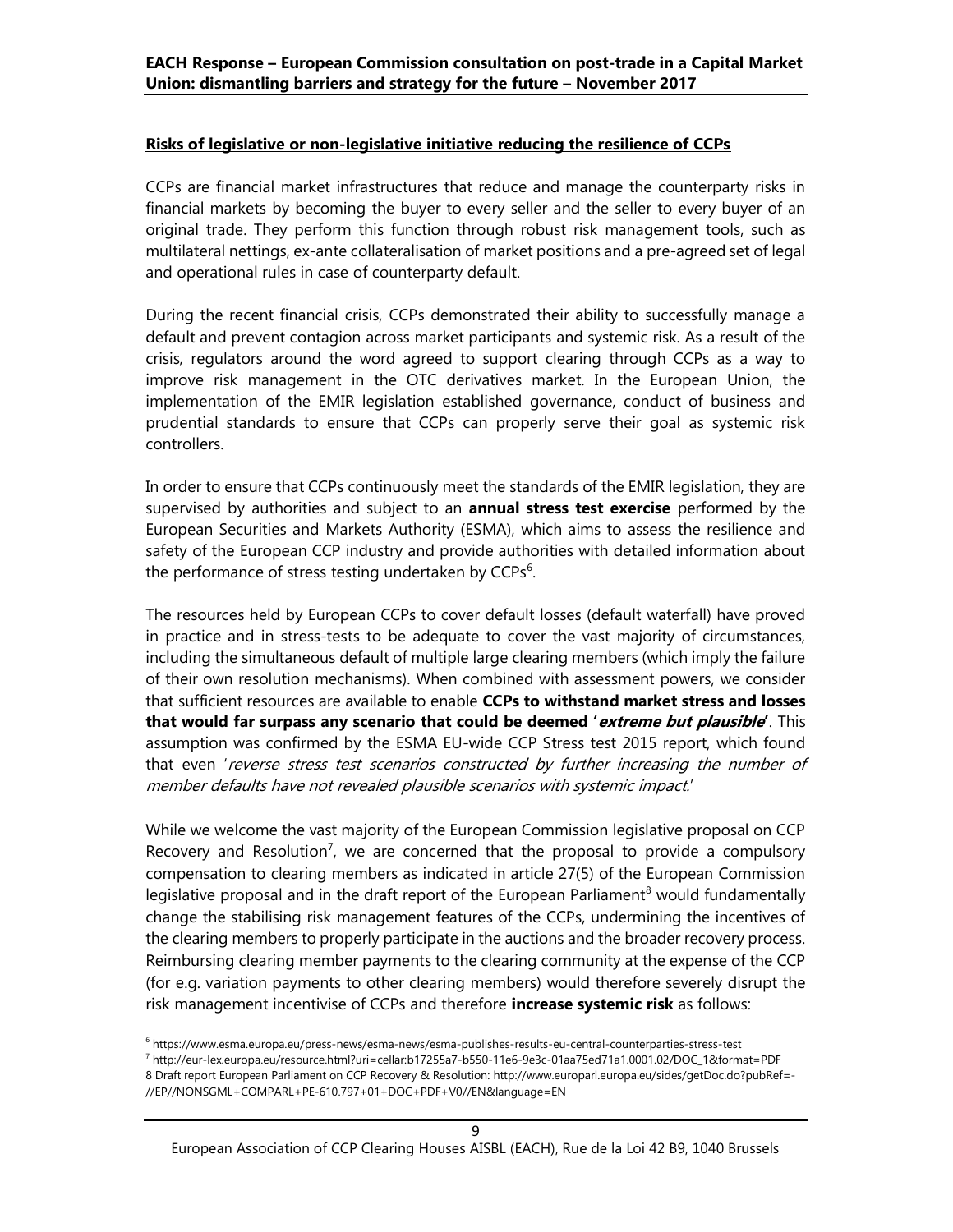**Risks of legislative or non-legislative initiative reducing the resilience of CCPs**

CCPs are financial market infrastructures that reduce and manage the counterparty risks in financial markets by becoming the buyer to every seller and the seller to every buyer of an original trade. They perform this function through robust risk management tools, such as multilateral nettings, ex-ante collateralisation of market positions and a pre-agreed set of legal and operational rules in case of counterparty default.

During the recent financial crisis, CCPs demonstrated their ability to successfully manage a default and prevent contagion across market participants and systemic risk. As a result of the crisis, regulators around the word agreed to support clearing through CCPs as a way to improve risk management in the OTC derivatives market. In the European Union, the implementation of the EMIR legislation established governance, conduct of business and prudential standards to ensure that CCPs can properly serve their goal as systemic risk controllers.

In order to ensure that CCPs continuously meet the standards of the EMIR legislation, they are supervised by authorities and subject to an **annual stress test exercise** performed by the European Securities and Markets Authority (ESMA), which aims to assess the resilience and safety of the European CCP industry and provide authorities with detailed information about the performance of stress testing undertaken by CCPs[6].

The resources held by European CCPs to cover default losses (default waterfall) have proved in practice and in stress-tests to be adequate to cover the vast majority of circumstances, including the simultaneous default of multiple large clearing members (which imply the failure of their own resolution mechanisms). When combined with assessment powers, we consider that sufficient resources are available to enable **CCPs to withstand market stress and losses that would far surpass any scenario that could be deemed '*extreme but plausible*'**. This assumption was confirmed by the ESMA EU-wide CCP Stress test 2015 report, which found that even '*reverse stress test scenarios constructed by further increasing the number of member defaults have not revealed plausible scenarios with systemic impact.*'

While we welcome the vast majority of the European Commission legislative proposal on CCP Recovery and Resolution[7], we are concerned that the proposal to provide a compulsory compensation to clearing members as indicated in article 27(5) of the European Commission legislative proposal and in the draft report of the European Parliament[8] would fundamentally change the stabilising risk management features of the CCPs, undermining the incentives of the clearing members to properly participate in the auctions and the broader recovery process. Reimbursing clearing member payments to the clearing community at the expense of the CCP (for e.g. variation payments to other clearing members) would therefore severely disrupt the risk management incentivise of CCPs and therefore **increase systemic risk** as follows:

[6] https://www.esma.europa.eu/press-news/esma-news/esma-publishes-results-eu-central-counterparties-stress-test

[7] http://eur-lex.europa.eu/resource.html?uri=cellar:b17255a7-b550-11e6-9e3c-01aa75ed71a1.0001.02/DOC_1&format=PDF

[8] Draft report European Parliament on CCP Recovery & Resolution: http://www.europarl.europa.eu/sides/getDoc.do?pubRef=-//EP//NONSGML+COMPARL+PE-610.797+01+DOC+PDF+V0//EN&language=EN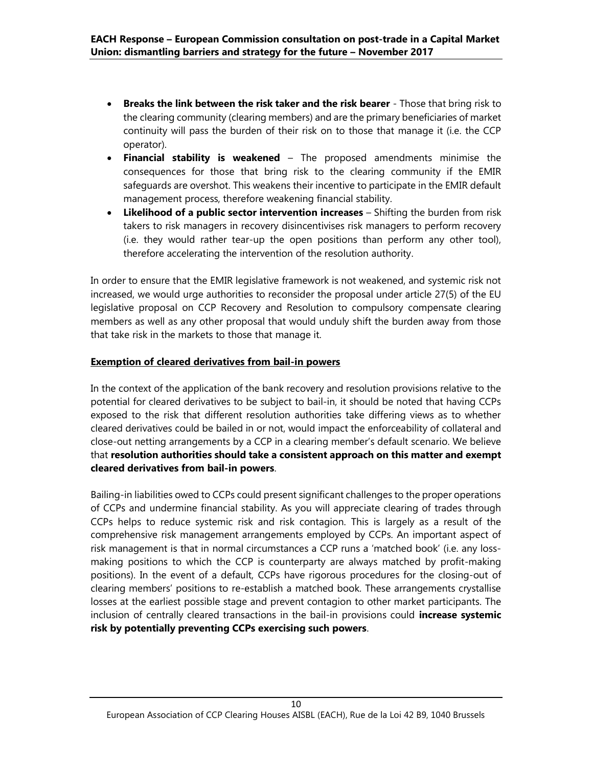- **Breaks the link between the risk taker and the risk bearer** - Those that bring risk to the clearing community (clearing members) and are the primary beneficiaries of market continuity will pass the burden of their risk on to those that manage it (i.e. the CCP operator).
- **Financial stability is weakened** – The proposed amendments minimise the consequences for those that bring risk to the clearing community if the EMIR safeguards are overshot. This weakens their incentive to participate in the EMIR default management process, therefore weakening financial stability.
- **Likelihood of a public sector intervention increases** – Shifting the burden from risk takers to risk managers in recovery disincentivises risk managers to perform recovery (i.e. they would rather tear-up the open positions than perform any other tool), therefore accelerating the intervention of the resolution authority.

In order to ensure that the EMIR legislative framework is not weakened, and systemic risk not increased, we would urge authorities to reconsider the proposal under article 27(5) of the EU legislative proposal on CCP Recovery and Resolution to compulsory compensate clearing members as well as any other proposal that would unduly shift the burden away from those that take risk in the markets to those that manage it.

**Exemption of cleared derivatives from bail-in powers**

In the context of the application of the bank recovery and resolution provisions relative to the potential for cleared derivatives to be subject to bail-in, it should be noted that having CCPs exposed to the risk that different resolution authorities take differing views as to whether cleared derivatives could be bailed in or not, would impact the enforceability of collateral and close-out netting arrangements by a CCP in a clearing member's default scenario. We believe that **resolution authorities should take a consistent approach on this matter and exempt cleared derivatives from bail-in powers**.

Bailing-in liabilities owed to CCPs could present significant challenges to the proper operations of CCPs and undermine financial stability. As you will appreciate clearing of trades through CCPs helps to reduce systemic risk and risk contagion. This is largely as a result of the comprehensive risk management arrangements employed by CCPs. An important aspect of risk management is that in normal circumstances a CCP runs a 'matched book' (i.e. any loss-making positions to which the CCP is counterparty are always matched by profit-making positions). In the event of a default, CCPs have rigorous procedures for the closing-out of clearing members' positions to re-establish a matched book. These arrangements crystallise losses at the earliest possible stage and prevent contagion to other market participants. The inclusion of centrally cleared transactions in the bail-in provisions could **increase systemic risk by potentially preventing CCPs exercising such powers**.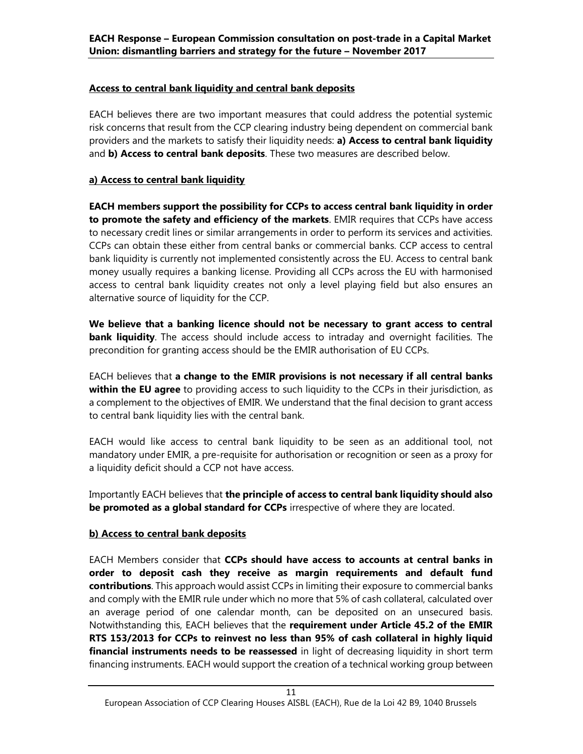## Access to central bank liquidity and central bank deposits

EACH believes there are two important measures that could address the potential systemic risk concerns that result from the CCP clearing industry being dependent on commercial bank providers and the markets to satisfy their liquidity needs: **a) Access to central bank liquidity** and **b) Access to central bank deposits**. These two measures are described below.

### a) Access to central bank liquidity

**EACH members support the possibility for CCPs to access central bank liquidity in order to promote the safety and efficiency of the markets**. EMIR requires that CCPs have access to necessary credit lines or similar arrangements in order to perform its services and activities. CCPs can obtain these either from central banks or commercial banks. CCP access to central bank liquidity is currently not implemented consistently across the EU. Access to central bank money usually requires a banking license. Providing all CCPs across the EU with harmonised access to central bank liquidity creates not only a level playing field but also ensures an alternative source of liquidity for the CCP.

**We believe that a banking licence should not be necessary to grant access to central bank liquidity**. The access should include access to intraday and overnight facilities. The precondition for granting access should be the EMIR authorisation of EU CCPs.

EACH believes that **a change to the EMIR provisions is not necessary if all central banks within the EU agree** to providing access to such liquidity to the CCPs in their jurisdiction, as a complement to the objectives of EMIR. We understand that the final decision to grant access to central bank liquidity lies with the central bank.

EACH would like access to central bank liquidity to be seen as an additional tool, not mandatory under EMIR, a pre-requisite for authorisation or recognition or seen as a proxy for a liquidity deficit should a CCP not have access.

Importantly EACH believes that **the principle of access to central bank liquidity should also be promoted as a global standard for CCPs** irrespective of where they are located.

### b) Access to central bank deposits

EACH Members consider that **CCPs should have access to accounts at central banks in order to deposit cash they receive as margin requirements and default fund contributions**. This approach would assist CCPs in limiting their exposure to commercial banks and comply with the EMIR rule under which no more that 5% of cash collateral, calculated over an average period of one calendar month, can be deposited on an unsecured basis. Notwithstanding this, EACH believes that the **requirement under Article 45.2 of the EMIR RTS 153/2013 for CCPs to reinvest no less than 95% of cash collateral in highly liquid financial instruments needs to be reassessed** in light of decreasing liquidity in short term financing instruments. EACH would support the creation of a technical working group between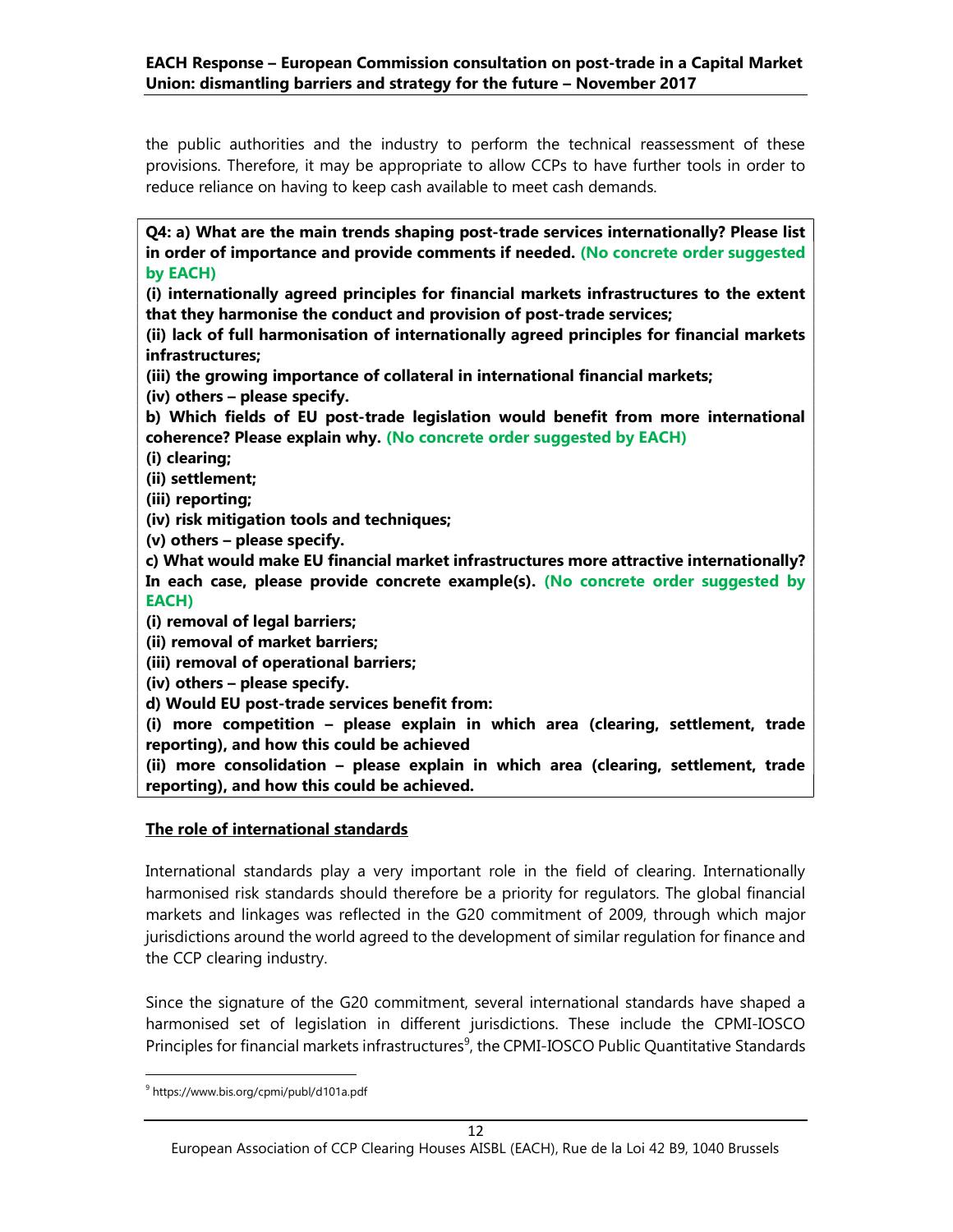the public authorities and the industry to perform the technical reassessment of these provisions. Therefore, it may be appropriate to allow CCPs to have further tools in order to reduce reliance on having to keep cash available to meet cash demands.

**Q4: a) What are the main trends shaping post-trade services internationally? Please list in order of importance and provide comments if needed. (No concrete order suggested by EACH)**
**(i) internationally agreed principles for financial markets infrastructures to the extent that they harmonise the conduct and provision of post-trade services;**
**(ii) lack of full harmonisation of internationally agreed principles for financial markets infrastructures;**
**(iii) the growing importance of collateral in international financial markets;**
**(iv) others – please specify.**
**b) Which fields of EU post-trade legislation would benefit from more international coherence? Please explain why. (No concrete order suggested by EACH)**
**(i) clearing;**
**(ii) settlement;**
**(iii) reporting;**
**(iv) risk mitigation tools and techniques;**
**(v) others – please specify.**
**c) What would make EU financial market infrastructures more attractive internationally? In each case, please provide concrete example(s). (No concrete order suggested by EACH)**
**(i) removal of legal barriers;**
**(ii) removal of market barriers;**
**(iii) removal of operational barriers;**
**(iv) others – please specify.**
**d) Would EU post-trade services benefit from:**
**(i) more competition – please explain in which area (clearing, settlement, trade reporting), and how this could be achieved**
**(ii) more consolidation – please explain in which area (clearing, settlement, trade reporting), and how this could be achieved.**

**The role of international standards**

International standards play a very important role in the field of clearing. Internationally harmonised risk standards should therefore be a priority for regulators. The global financial markets and linkages was reflected in the G20 commitment of 2009, through which major jurisdictions around the world agreed to the development of similar regulation for finance and the CCP clearing industry.

Since the signature of the G20 commitment, several international standards have shaped a harmonised set of legislation in different jurisdictions. These include the CPMI-IOSCO Principles for financial markets infrastructures[9], the CPMI-IOSCO Public Quantitative Standards

[9] https://www.bis.org/cpmi/publ/d101a.pdf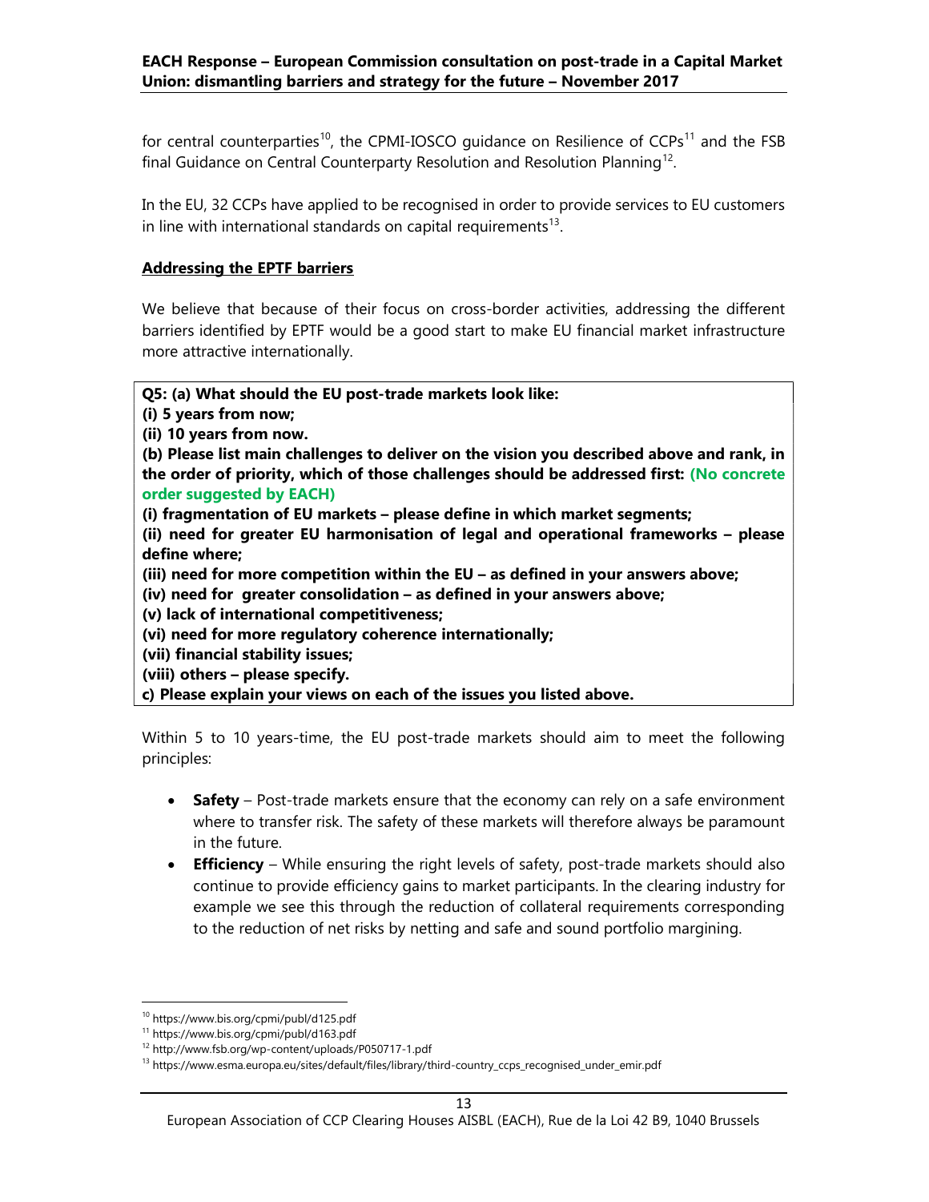for central counterparties[10], the CPMI-IOSCO guidance on Resilience of CCPs[11] and the FSB final Guidance on Central Counterparty Resolution and Resolution Planning[12].

In the EU, 32 CCPs have applied to be recognised in order to provide services to EU customers in line with international standards on capital requirements[13].

**Addressing the EPTF barriers**

We believe that because of their focus on cross-border activities, addressing the different barriers identified by EPTF would be a good start to make EU financial market infrastructure more attractive internationally.

**Q5: (a) What should the EU post-trade markets look like:**
**(i) 5 years from now;**
**(ii) 10 years from now.**
**(b) Please list main challenges to deliver on the vision you described above and rank, in the order of priority, which of those challenges should be addressed first: (No concrete order suggested by EACH)**
**(i) fragmentation of EU markets – please define in which market segments;**
**(ii) need for greater EU harmonisation of legal and operational frameworks – please define where;**
**(iii) need for more competition within the EU – as defined in your answers above;**
**(iv) need for greater consolidation – as defined in your answers above;**
**(v) lack of international competitiveness;**
**(vi) need for more regulatory coherence internationally;**
**(vii) financial stability issues;**
**(viii) others – please specify.**
**c) Please explain your views on each of the issues you listed above.**

Within 5 to 10 years-time, the EU post-trade markets should aim to meet the following principles:

- **Safety** – Post-trade markets ensure that the economy can rely on a safe environment where to transfer risk. The safety of these markets will therefore always be paramount in the future.
- **Efficiency** – While ensuring the right levels of safety, post-trade markets should also continue to provide efficiency gains to market participants. In the clearing industry for example we see this through the reduction of collateral requirements corresponding to the reduction of net risks by netting and safe and sound portfolio margining.

[10] https://www.bis.org/cpmi/publ/d125.pdf
[11] https://www.bis.org/cpmi/publ/d163.pdf
[12] http://www.fsb.org/wp-content/uploads/P050717-1.pdf
[13] https://www.esma.europa.eu/sites/default/files/library/third-country_ccps_recognised_under_emir.pdf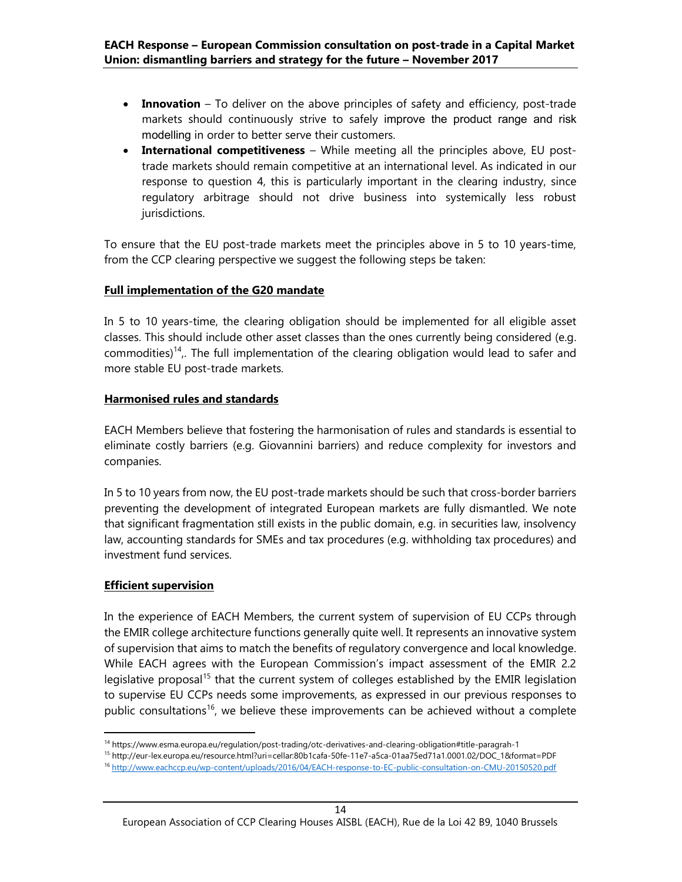- **Innovation** – To deliver on the above principles of safety and efficiency, post-trade markets should continuously strive to safely improve the product range and risk modelling in order to better serve their customers.
- **International competitiveness** – While meeting all the principles above, EU post-trade markets should remain competitive at an international level. As indicated in our response to question 4, this is particularly important in the clearing industry, since regulatory arbitrage should not drive business into systemically less robust jurisdictions.

To ensure that the EU post-trade markets meet the principles above in 5 to 10 years-time, from the CCP clearing perspective we suggest the following steps be taken:

**Full implementation of the G20 mandate**

In 5 to 10 years-time, the clearing obligation should be implemented for all eligible asset classes. This should include other asset classes than the ones currently being considered (e.g. commodities)[14],. The full implementation of the clearing obligation would lead to safer and more stable EU post-trade markets.

**Harmonised rules and standards**

EACH Members believe that fostering the harmonisation of rules and standards is essential to eliminate costly barriers (e.g. Giovannini barriers) and reduce complexity for investors and companies.

In 5 to 10 years from now, the EU post-trade markets should be such that cross-border barriers preventing the development of integrated European markets are fully dismantled. We note that significant fragmentation still exists in the public domain, e.g. in securities law, insolvency law, accounting standards for SMEs and tax procedures (e.g. withholding tax procedures) and investment fund services.

**Efficient supervision**

In the experience of EACH Members, the current system of supervision of EU CCPs through the EMIR college architecture functions generally quite well. It represents an innovative system of supervision that aims to match the benefits of regulatory convergence and local knowledge. While EACH agrees with the European Commission's impact assessment of the EMIR 2.2 legislative proposal[15] that the current system of colleges established by the EMIR legislation to supervise EU CCPs needs some improvements, as expressed in our previous responses to public consultations[16], we believe these improvements can be achieved without a complete

[14] https://www.esma.europa.eu/regulation/post-trading/otc-derivatives-and-clearing-obligation#title-paragrah-1

[15] http://eur-lex.europa.eu/resource.html?uri=cellar:80b1cafa-50fe-11e7-a5ca-01aa75ed71a1.0001.02/DOC_1&format=PDF

[16] http://www.eachccp.eu/wp-content/uploads/2016/04/EACH-response-to-EC-public-consultation-on-CMU-20150520.pdf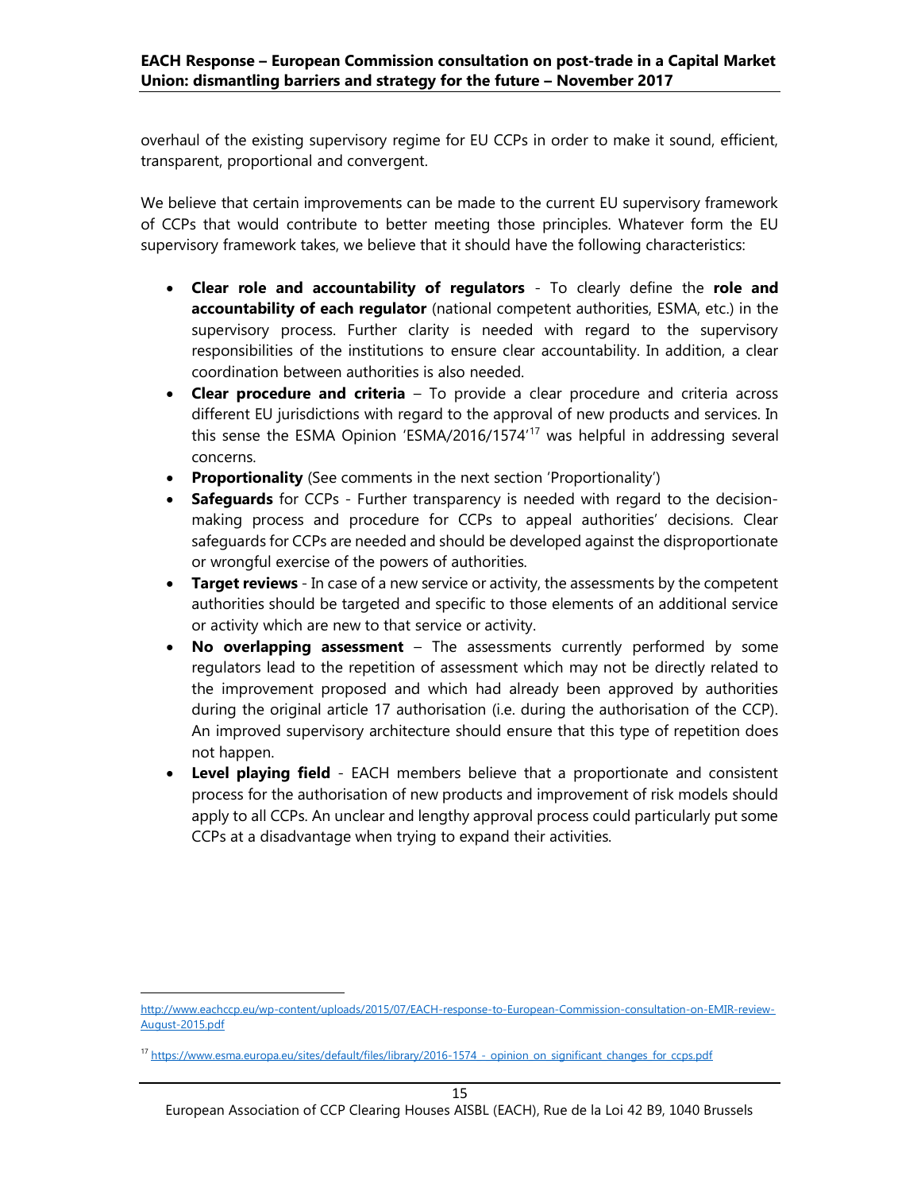overhaul of the existing supervisory regime for EU CCPs in order to make it sound, efficient, transparent, proportional and convergent.

We believe that certain improvements can be made to the current EU supervisory framework of CCPs that would contribute to better meeting those principles. Whatever form the EU supervisory framework takes, we believe that it should have the following characteristics:

- **Clear role and accountability of regulators** - To clearly define the **role and accountability of each regulator** (national competent authorities, ESMA, etc.) in the supervisory process. Further clarity is needed with regard to the supervisory responsibilities of the institutions to ensure clear accountability. In addition, a clear coordination between authorities is also needed.
- **Clear procedure and criteria** – To provide a clear procedure and criteria across different EU jurisdictions with regard to the approval of new products and services. In this sense the ESMA Opinion 'ESMA/2016/1574'[17] was helpful in addressing several concerns.
- **Proportionality** (See comments in the next section 'Proportionality')
- **Safeguards** for CCPs - Further transparency is needed with regard to the decision-making process and procedure for CCPs to appeal authorities' decisions. Clear safeguards for CCPs are needed and should be developed against the disproportionate or wrongful exercise of the powers of authorities.
- **Target reviews** - In case of a new service or activity, the assessments by the competent authorities should be targeted and specific to those elements of an additional service or activity which are new to that service or activity.
- **No overlapping assessment** – The assessments currently performed by some regulators lead to the repetition of assessment which may not be directly related to the improvement proposed and which had already been approved by authorities during the original article 17 authorisation (i.e. during the authorisation of the CCP). An improved supervisory architecture should ensure that this type of repetition does not happen.
- **Level playing field** - EACH members believe that a proportionate and consistent process for the authorisation of new products and improvement of risk models should apply to all CCPs. An unclear and lengthy approval process could particularly put some CCPs at a disadvantage when trying to expand their activities.

---

http://www.eachccp.eu/wp-content/uploads/2015/07/EACH-response-to-European-Commission-consultation-on-EMIR-review-August-2015.pdf

[17] https://www.esma.europa.eu/sites/default/files/library/2016-1574_-_opinion_on_significant_changes_for_ccps.pdf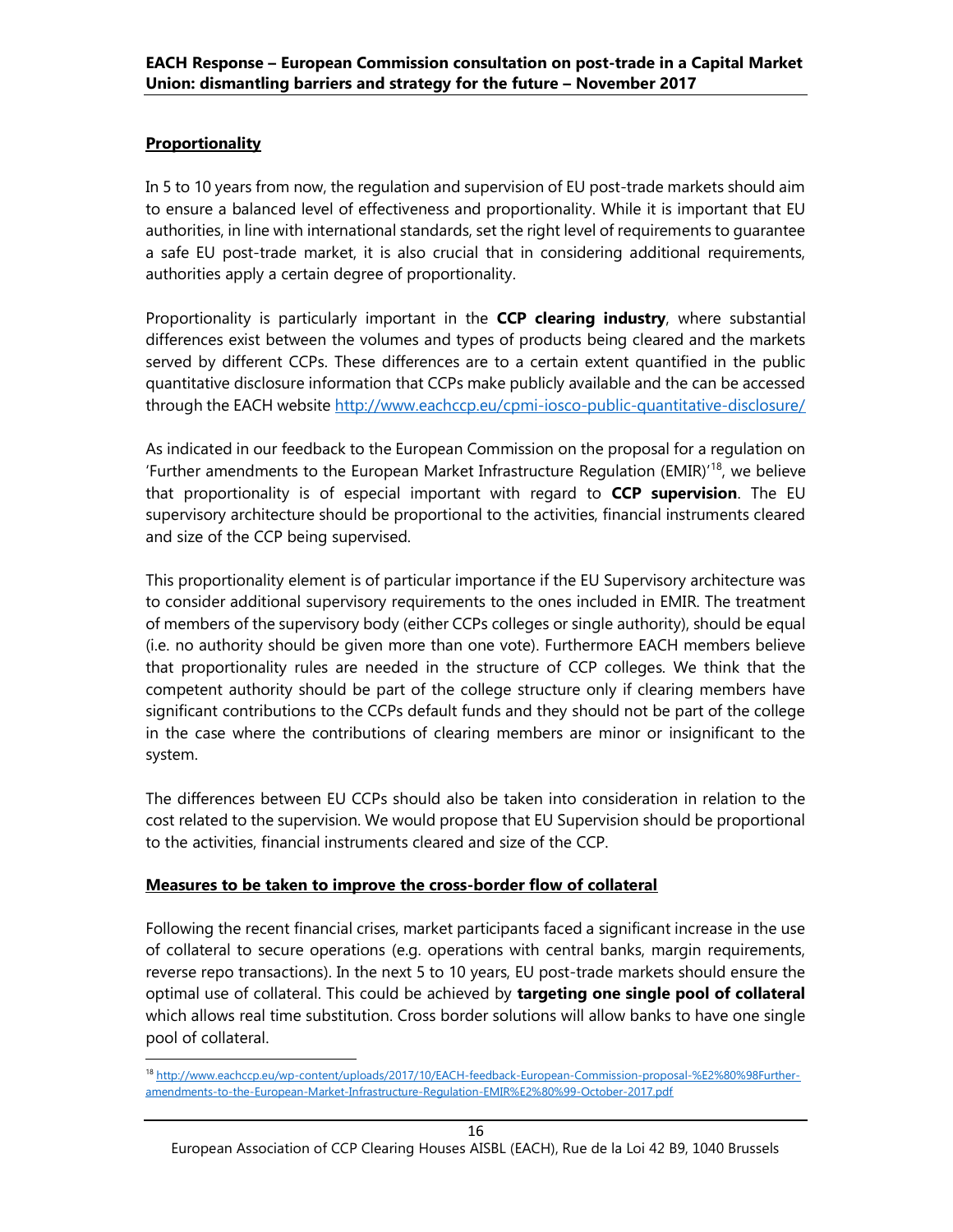**Proportionality**

In 5 to 10 years from now, the regulation and supervision of EU post-trade markets should aim to ensure a balanced level of effectiveness and proportionality. While it is important that EU authorities, in line with international standards, set the right level of requirements to guarantee a safe EU post-trade market, it is also crucial that in considering additional requirements, authorities apply a certain degree of proportionality.

Proportionality is particularly important in the **CCP clearing industry**, where substantial differences exist between the volumes and types of products being cleared and the markets served by different CCPs. These differences are to a certain extent quantified in the public quantitative disclosure information that CCPs make publicly available and the can be accessed through the EACH website http://www.eachccp.eu/cpmi-iosco-public-quantitative-disclosure/

As indicated in our feedback to the European Commission on the proposal for a regulation on 'Further amendments to the European Market Infrastructure Regulation (EMIR)'[18], we believe that proportionality is of especial important with regard to **CCP supervision**. The EU supervisory architecture should be proportional to the activities, financial instruments cleared and size of the CCP being supervised.

This proportionality element is of particular importance if the EU Supervisory architecture was to consider additional supervisory requirements to the ones included in EMIR. The treatment of members of the supervisory body (either CCPs colleges or single authority), should be equal (i.e. no authority should be given more than one vote). Furthermore EACH members believe that proportionality rules are needed in the structure of CCP colleges. We think that the competent authority should be part of the college structure only if clearing members have significant contributions to the CCPs default funds and they should not be part of the college in the case where the contributions of clearing members are minor or insignificant to the system.

The differences between EU CCPs should also be taken into consideration in relation to the cost related to the supervision. We would propose that EU Supervision should be proportional to the activities, financial instruments cleared and size of the CCP.

**Measures to be taken to improve the cross-border flow of collateral**

Following the recent financial crises, market participants faced a significant increase in the use of collateral to secure operations (e.g. operations with central banks, margin requirements, reverse repo transactions). In the next 5 to 10 years, EU post-trade markets should ensure the optimal use of collateral. This could be achieved by **targeting one single pool of collateral** which allows real time substitution. Cross border solutions will allow banks to have one single pool of collateral.

[18] http://www.eachccp.eu/wp-content/uploads/2017/10/EACH-feedback-European-Commission-proposal-%E2%80%98Further-amendments-to-the-European-Market-Infrastructure-Regulation-EMIR%E2%80%99-October-2017.pdf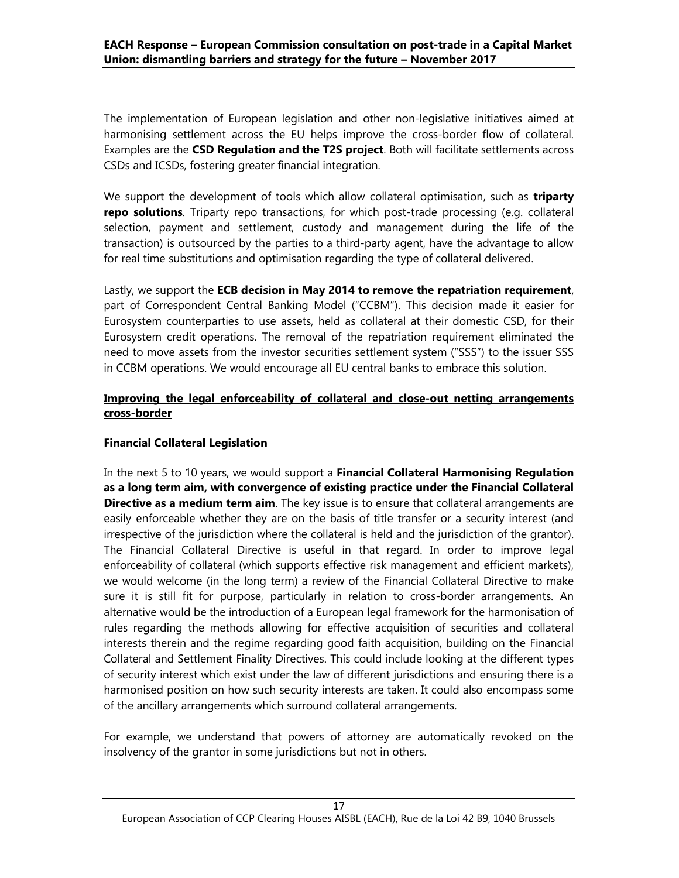The implementation of European legislation and other non-legislative initiatives aimed at harmonising settlement across the EU helps improve the cross-border flow of collateral. Examples are the **CSD Regulation and the T2S project**. Both will facilitate settlements across CSDs and ICSDs, fostering greater financial integration.

We support the development of tools which allow collateral optimisation, such as **triparty repo solutions**. Triparty repo transactions, for which post-trade processing (e.g. collateral selection, payment and settlement, custody and management during the life of the transaction) is outsourced by the parties to a third-party agent, have the advantage to allow for real time substitutions and optimisation regarding the type of collateral delivered.

Lastly, we support the **ECB decision in May 2014 to remove the repatriation requirement**, part of Correspondent Central Banking Model ("CCBM"). This decision made it easier for Eurosystem counterparties to use assets, held as collateral at their domestic CSD, for their Eurosystem credit operations. The removal of the repatriation requirement eliminated the need to move assets from the investor securities settlement system ("SSS") to the issuer SSS in CCBM operations. We would encourage all EU central banks to embrace this solution.

**Improving the legal enforceability of collateral and close-out netting arrangements cross-border**

**Financial Collateral Legislation**

In the next 5 to 10 years, we would support a **Financial Collateral Harmonising Regulation as a long term aim, with convergence of existing practice under the Financial Collateral Directive as a medium term aim**. The key issue is to ensure that collateral arrangements are easily enforceable whether they are on the basis of title transfer or a security interest (and irrespective of the jurisdiction where the collateral is held and the jurisdiction of the grantor). The Financial Collateral Directive is useful in that regard. In order to improve legal enforceability of collateral (which supports effective risk management and efficient markets), we would welcome (in the long term) a review of the Financial Collateral Directive to make sure it is still fit for purpose, particularly in relation to cross-border arrangements. An alternative would be the introduction of a European legal framework for the harmonisation of rules regarding the methods allowing for effective acquisition of securities and collateral interests therein and the regime regarding good faith acquisition, building on the Financial Collateral and Settlement Finality Directives. This could include looking at the different types of security interest which exist under the law of different jurisdictions and ensuring there is a harmonised position on how such security interests are taken. It could also encompass some of the ancillary arrangements which surround collateral arrangements.

For example, we understand that powers of attorney are automatically revoked on the insolvency of the grantor in some jurisdictions but not in others.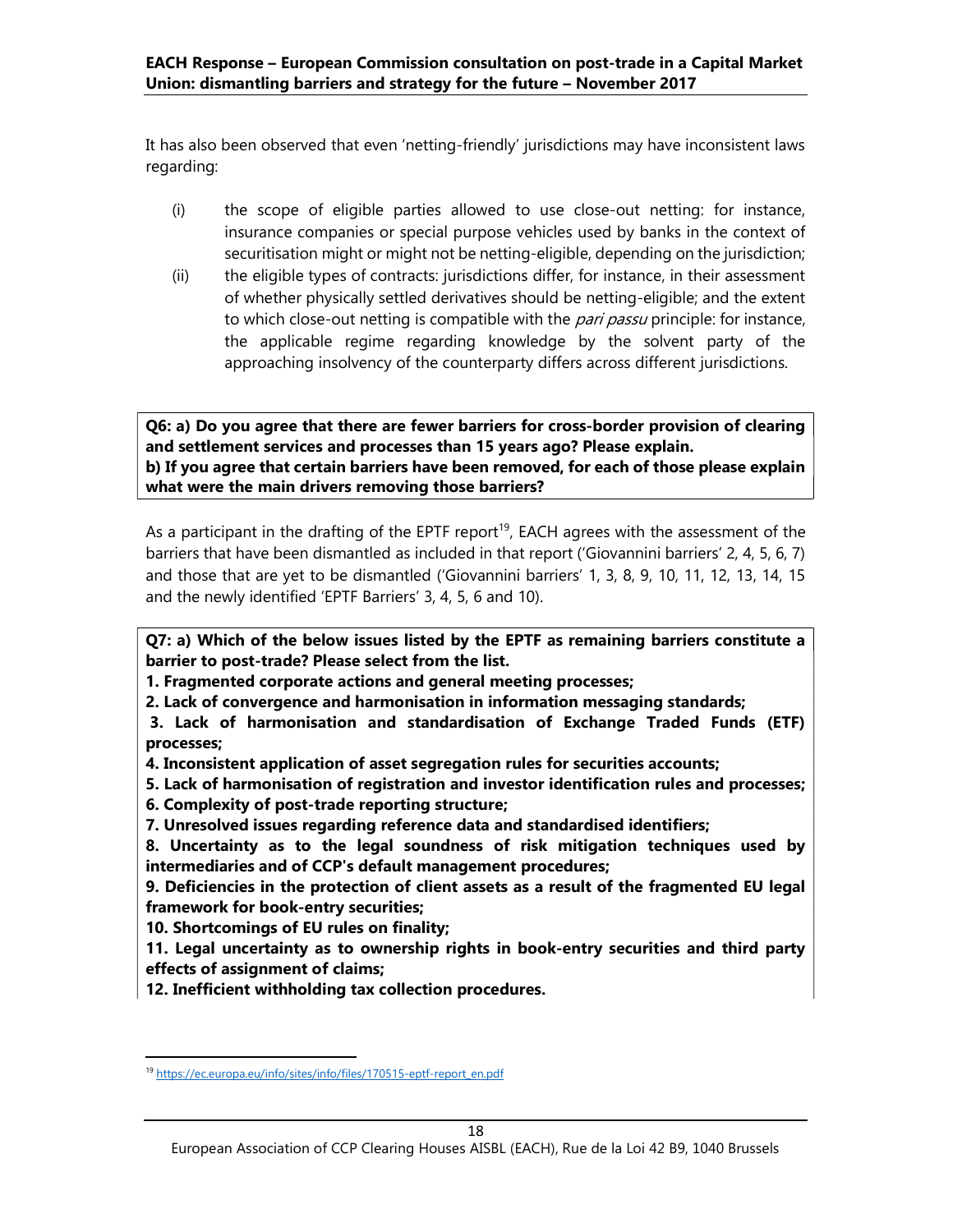It has also been observed that even 'netting-friendly' jurisdictions may have inconsistent laws regarding:

(i) the scope of eligible parties allowed to use close-out netting: for instance, insurance companies or special purpose vehicles used by banks in the context of securitisation might or might not be netting-eligible, depending on the jurisdiction;

(ii) the eligible types of contracts: jurisdictions differ, for instance, in their assessment of whether physically settled derivatives should be netting-eligible; and the extent to which close-out netting is compatible with the *pari passu* principle: for instance, the applicable regime regarding knowledge by the solvent party of the approaching insolvency of the counterparty differs across different jurisdictions.

**Q6: a) Do you agree that there are fewer barriers for cross-border provision of clearing and settlement services and processes than 15 years ago? Please explain.**
**b) If you agree that certain barriers have been removed, for each of those please explain what were the main drivers removing those barriers?**

As a participant in the drafting of the EPTF report[19], EACH agrees with the assessment of the barriers that have been dismantled as included in that report ('Giovannini barriers' 2, 4, 5, 6, 7) and those that are yet to be dismantled ('Giovannini barriers' 1, 3, 8, 9, 10, 11, 12, 13, 14, 15 and the newly identified 'EPTF Barriers' 3, 4, 5, 6 and 10).

**Q7: a) Which of the below issues listed by the EPTF as remaining barriers constitute a barrier to post-trade? Please select from the list.**

**1. Fragmented corporate actions and general meeting processes;**

**2. Lack of convergence and harmonisation in information messaging standards;**

**3. Lack of harmonisation and standardisation of Exchange Traded Funds (ETF) processes;**

**4. Inconsistent application of asset segregation rules for securities accounts;**

**5. Lack of harmonisation of registration and investor identification rules and processes;**

**6. Complexity of post-trade reporting structure;**

**7. Unresolved issues regarding reference data and standardised identifiers;**

**8. Uncertainty as to the legal soundness of risk mitigation techniques used by intermediaries and of CCP's default management procedures;**

**9. Deficiencies in the protection of client assets as a result of the fragmented EU legal framework for book-entry securities;**

**10. Shortcomings of EU rules on finality;**

**11. Legal uncertainty as to ownership rights in book-entry securities and third party effects of assignment of claims;**

**12. Inefficient withholding tax collection procedures.**

---

[19] https://ec.europa.eu/info/sites/info/files/170515-eptf-report_en.pdf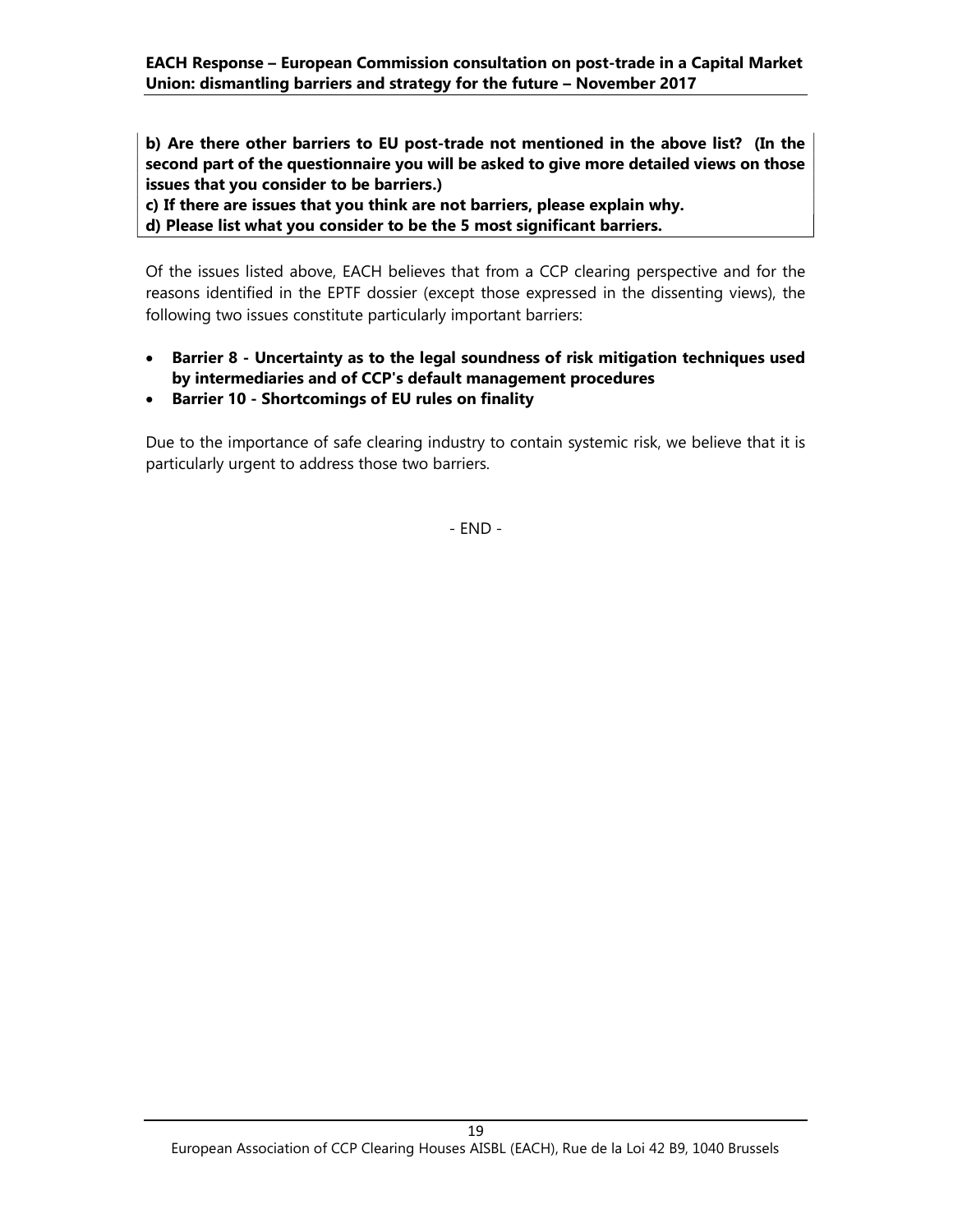**b) Are there other barriers to EU post-trade not mentioned in the above list? (In the second part of the questionnaire you will be asked to give more detailed views on those issues that you consider to be barriers.)**

**c) If there are issues that you think are not barriers, please explain why.**

**d) Please list what you consider to be the 5 most significant barriers.**

Of the issues listed above, EACH believes that from a CCP clearing perspective and for the reasons identified in the EPTF dossier (except those expressed in the dissenting views), the following two issues constitute particularly important barriers:

- **Barrier 8 - Uncertainty as to the legal soundness of risk mitigation techniques used by intermediaries and of CCP's default management procedures**
- **Barrier 10 - Shortcomings of EU rules on finality**

Due to the importance of safe clearing industry to contain systemic risk, we believe that it is particularly urgent to address those two barriers.

- END -